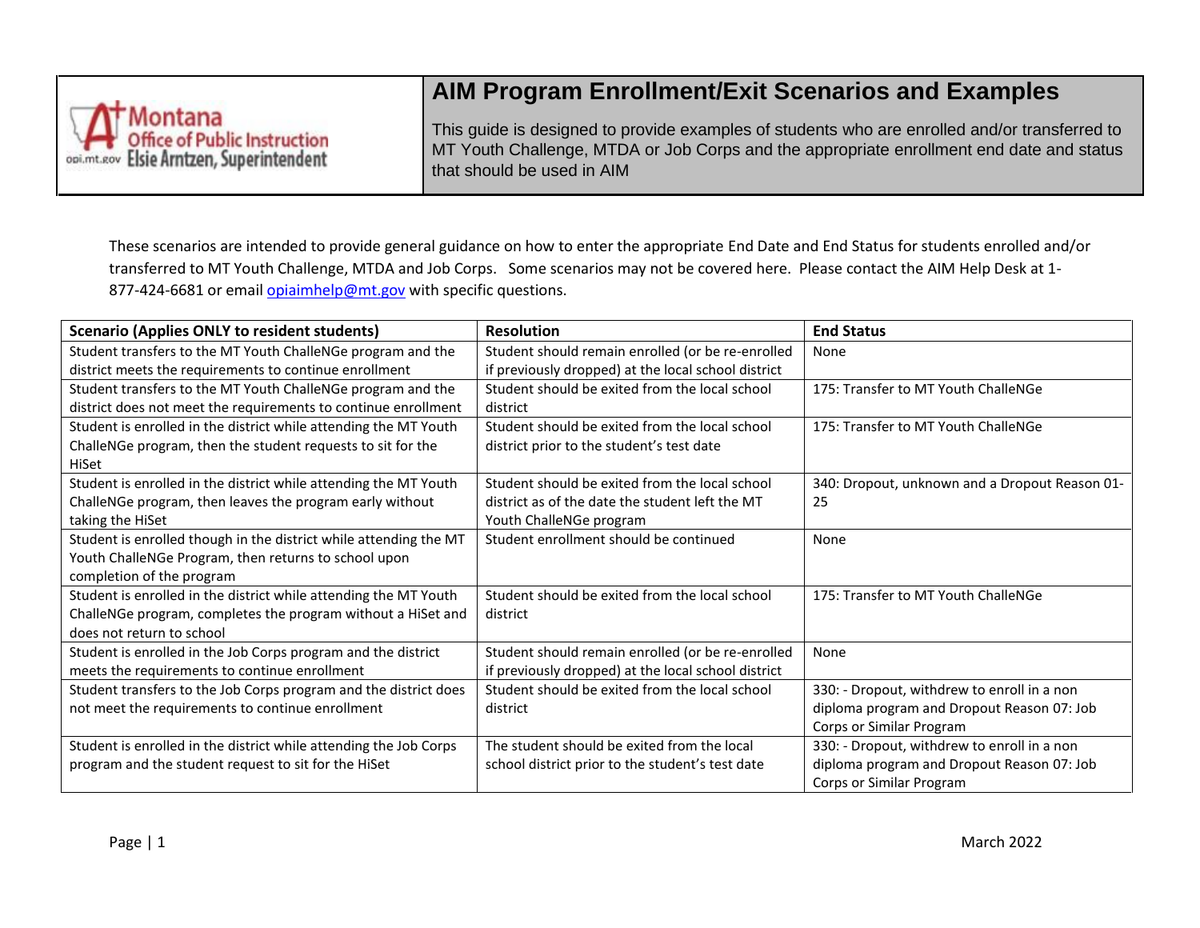Montana Office of Public Instruction
opi.mt.gov Elsie Arntzen, Superintendent

# AIM Program Enrollment/Exit Scenarios and Examples

This guide is designed to provide examples of students who are enrolled and/or transferred to MT Youth Challenge, MTDA or Job Corps and the appropriate enrollment end date and status that should be used in AIM

These scenarios are intended to provide general guidance on how to enter the appropriate End Date and End Status for students enrolled and/or transferred to MT Youth Challenge, MTDA and Job Corps. Some scenarios may not be covered here. Please contact the AIM Help Desk at 1-877-424-6681 or email opiaimhelp@mt.gov with specific questions.

| Scenario (Applies ONLY to resident students) | Resolution | End Status |
|---|---|---|
| Student transfers to the MT Youth ChalleNGe program and the district meets the requirements to continue enrollment | Student should remain enrolled (or be re-enrolled if previously dropped) at the local school district | None |
| Student transfers to the MT Youth ChalleNGe program and the district does not meet the requirements to continue enrollment | Student should be exited from the local school district | 175: Transfer to MT Youth ChalleNGe |
| Student is enrolled in the district while attending the MT Youth ChalleNGe program, then the student requests to sit for the HiSet | Student should be exited from the local school district prior to the student's test date | 175: Transfer to MT Youth ChalleNGe |
| Student is enrolled in the district while attending the MT Youth ChalleNGe program, then leaves the program early without taking the HiSet | Student should be exited from the local school district as of the date the student left the MT Youth ChalleNGe program | 340: Dropout, unknown and a Dropout Reason 01-25 |
| Student is enrolled though in the district while attending the MT Youth ChalleNGe Program, then returns to school upon completion of the program | Student enrollment should be continued | None |
| Student is enrolled in the district while attending the MT Youth ChalleNGe program, completes the program without a HiSet and does not return to school | Student should be exited from the local school district | 175: Transfer to MT Youth ChalleNGe |
| Student is enrolled in the Job Corps program and the district meets the requirements to continue enrollment | Student should remain enrolled (or be re-enrolled if previously dropped) at the local school district | None |
| Student transfers to the Job Corps program and the district does not meet the requirements to continue enrollment | Student should be exited from the local school district | 330: - Dropout, withdrew to enroll in a non diploma program and Dropout Reason 07: Job Corps or Similar Program |
| Student is enrolled in the district while attending the Job Corps program and the student request to sit for the HiSet | The student should be exited from the local school district prior to the student's test date | 330: - Dropout, withdrew to enroll in a non diploma program and Dropout Reason 07: Job Corps or Similar Program |

March 2022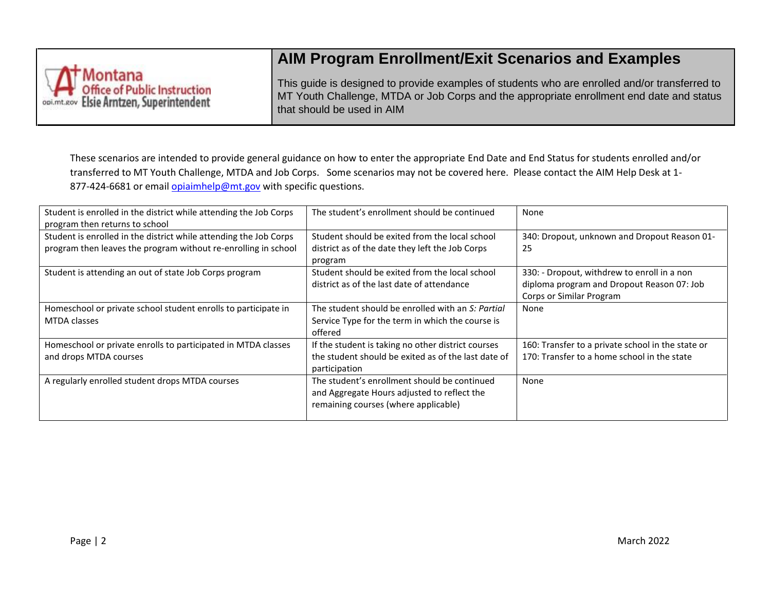# AIM Program Enrollment/Exit Scenarios and Examples

This guide is designed to provide examples of students who are enrolled and/or transferred to MT Youth Challenge, MTDA or Job Corps and the appropriate enrollment end date and status that should be used in AIM

These scenarios are intended to provide general guidance on how to enter the appropriate End Date and End Status for students enrolled and/or transferred to MT Youth Challenge, MTDA and Job Corps. Some scenarios may not be covered here. Please contact the AIM Help Desk at 1-877-424-6681 or email opiaimhelp@mt.gov with specific questions.

| | | |
|---|---|---|
| Student is enrolled in the district while attending the Job Corps program then returns to school | The student's enrollment should be continued | None |
| Student is enrolled in the district while attending the Job Corps program then leaves the program without re-enrolling in school | Student should be exited from the local school district as of the date they left the Job Corps program | 340: Dropout, unknown and Dropout Reason 01-25 |
| Student is attending an out of state Job Corps program | Student should be exited from the local school district as of the last date of attendance | 330: - Dropout, withdrew to enroll in a non diploma program and Dropout Reason 07: Job Corps or Similar Program |
| Homeschool or private school student enrolls to participate in MTDA classes | The student should be enrolled with an *S: Partial* Service Type for the term in which the course is offered | None |
| Homeschool or private enrolls to participated in MTDA classes and drops MTDA courses | If the student is taking no other district courses the student should be exited as of the last date of participation | 160: Transfer to a private school in the state or 170: Transfer to a home school in the state |
| A regularly enrolled student drops MTDA courses | The student's enrollment should be continued and Aggregate Hours adjusted to reflect the remaining courses (where applicable) | None |

March 2022